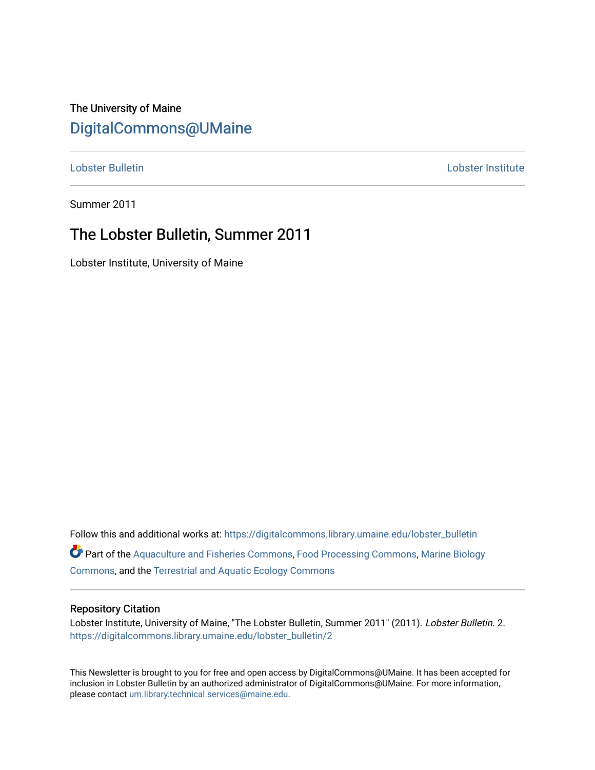The University of Maine

## DigitalCommons@UMaine

Lobster Bulletin | Lobster Institute

Summer 2011

# The Lobster Bulletin, Summer 2011

Lobster Institute, University of Maine

Follow this and additional works at: https://digitalcommons.library.umaine.edu/lobster_bulletin

Part of the Aquaculture and Fisheries Commons, Food Processing Commons, Marine Biology Commons, and the Terrestrial and Aquatic Ecology Commons

### Repository Citation

Lobster Institute, University of Maine, "The Lobster Bulletin, Summer 2011" (2011). *Lobster Bulletin*. 2.
https://digitalcommons.library.umaine.edu/lobster_bulletin/2

This Newsletter is brought to you for free and open access by DigitalCommons@UMaine. It has been accepted for inclusion in Lobster Bulletin by an authorized administrator of DigitalCommons@UMaine. For more information, please contact um.library.technical.services@maine.edu.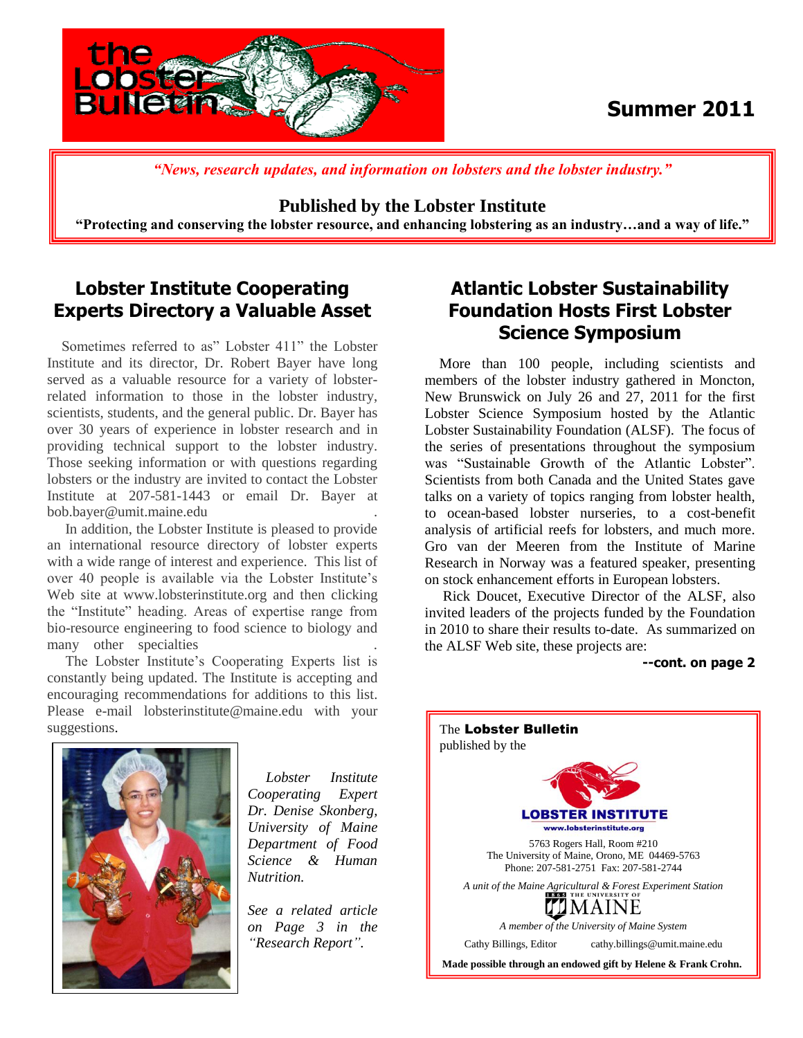# the Lobster Bulletin

## Summer 2011

*"News, research updates, and information on lobsters and the lobster industry."*

**Published by the Lobster Institute**

**"Protecting and conserving the lobster resource, and enhancing lobstering as an industry…and a way of life."**

## Lobster Institute Cooperating Experts Directory a Valuable Asset

Sometimes referred to as" Lobster 411" the Lobster Institute and its director, Dr. Robert Bayer have long served as a valuable resource for a variety of lobster-related information to those in the lobster industry, scientists, students, and the general public. Dr. Bayer has over 30 years of experience in lobster research and in providing technical support to the lobster industry. Those seeking information or with questions regarding lobsters or the industry are invited to contact the Lobster Institute at 207-581-1443 or email Dr. Bayer at bob.bayer@umit.maine.edu .

In addition, the Lobster Institute is pleased to provide an international resource directory of lobster experts with a wide range of interest and experience. This list of over 40 people is available via the Lobster Institute's Web site at www.lobsterinstitute.org and then clicking the "Institute" heading. Areas of expertise range from bio-resource engineering to food science to biology and many other specialties .

The Lobster Institute's Cooperating Experts list is constantly being updated. The Institute is accepting and encouraging recommendations for additions to this list. Please e-mail lobsterinstitute@maine.edu with your suggestions.

*Lobster Institute Cooperating Expert Dr. Denise Skonberg, University of Maine Department of Food Science & Human Nutrition.*

*See a related article on Page 3 in the "Research Report".*

## Atlantic Lobster Sustainability Foundation Hosts First Lobster Science Symposium

More than 100 people, including scientists and members of the lobster industry gathered in Moncton, New Brunswick on July 26 and 27, 2011 for the first Lobster Science Symposium hosted by the Atlantic Lobster Sustainability Foundation (ALSF). The focus of the series of presentations throughout the symposium was "Sustainable Growth of the Atlantic Lobster". Scientists from both Canada and the United States gave talks on a variety of topics ranging from lobster health, to ocean-based lobster nurseries, to a cost-benefit analysis of artificial reefs for lobsters, and much more. Gro van der Meeren from the Institute of Marine Research in Norway was a featured speaker, presenting on stock enhancement efforts in European lobsters.

Rick Doucet, Executive Director of the ALSF, also invited leaders of the projects funded by the Foundation in 2010 to share their results to-date. As summarized on the ALSF Web site, these projects are:

**--cont. on page 2**

The **Lobster Bulletin** published by the

**LOBSTER INSTITUTE**
www.lobsterinstitute.org

5763 Rogers Hall, Room #210
The University of Maine, Orono, ME 04469-5763
Phone: 207-581-2751 Fax: 207-581-2744

*A unit of the Maine Agricultural & Forest Experiment Station*

THE UNIVERSITY OF MAINE

*A member of the University of Maine System*

Cathy Billings, Editor cathy.billings@umit.maine.edu

**Made possible through an endowed gift by Helene & Frank Crohn.**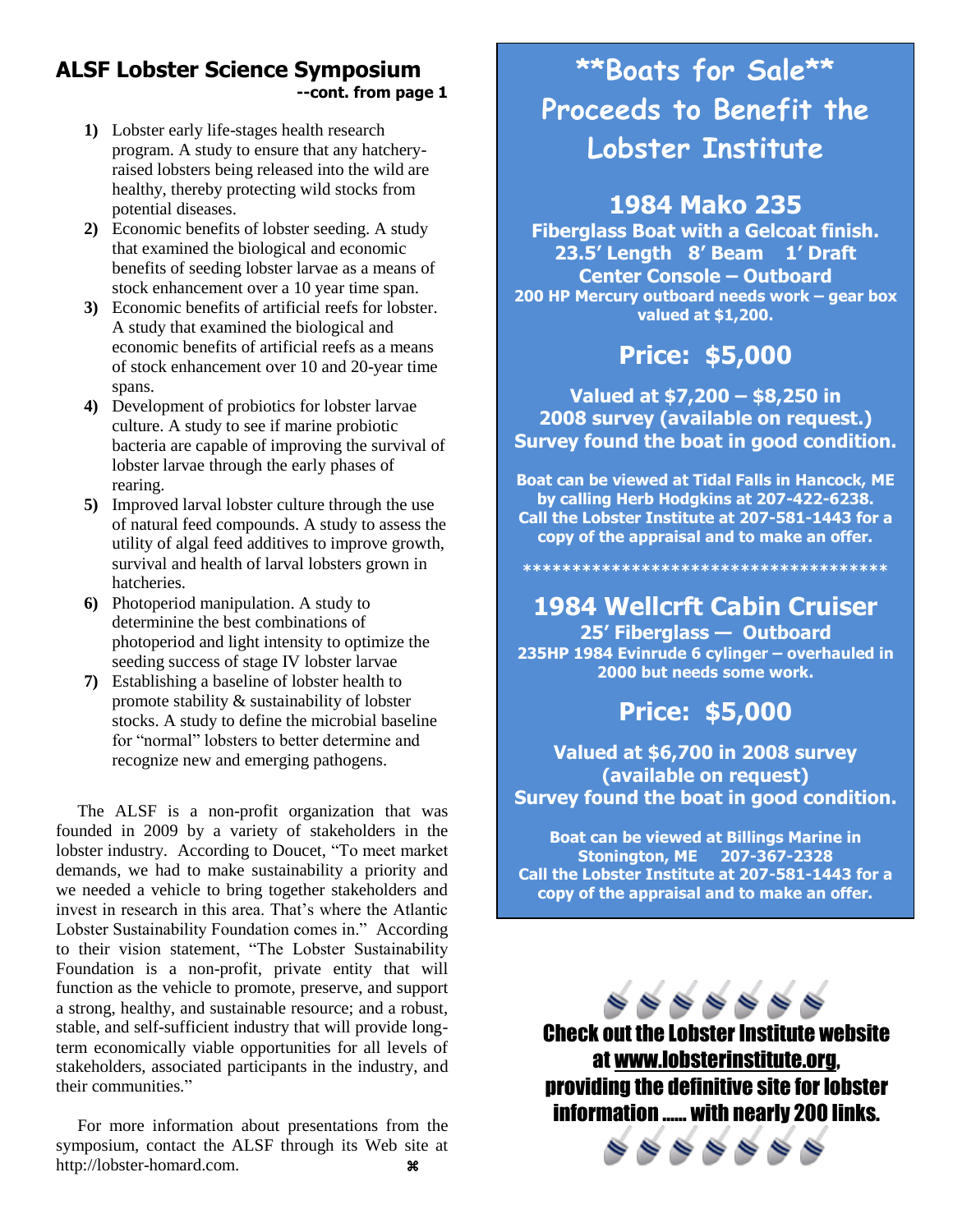## ALSF Lobster Science Symposium

**--cont. from page 1**

1) Lobster early life-stages health research program. A study to ensure that any hatchery-raised lobsters being released into the wild are healthy, thereby protecting wild stocks from potential diseases.
2) Economic benefits of lobster seeding. A study that examined the biological and economic benefits of seeding lobster larvae as a means of stock enhancement over a 10 year time span.
3) Economic benefits of artificial reefs for lobster. A study that examined the biological and economic benefits of artificial reefs as a means of stock enhancement over 10 and 20-year time spans.
4) Development of probiotics for lobster larvae culture. A study to see if marine probiotic bacteria are capable of improving the survival of lobster larvae through the early phases of rearing.
5) Improved larval lobster culture through the use of natural feed compounds. A study to assess the utility of algal feed additives to improve growth, survival and health of larval lobsters grown in hatcheries.
6) Photoperiod manipulation. A study to determinine the best combinations of photoperiod and light intensity to optimize the seeding success of stage IV lobster larvae
7) Establishing a baseline of lobster health to promote stability & sustainability of lobster stocks. A study to define the microbial baseline for "normal" lobsters to better determine and recognize new and emerging pathogens.

The ALSF is a non-profit organization that was founded in 2009 by a variety of stakeholders in the lobster industry. According to Doucet, "To meet market demands, we had to make sustainability a priority and we needed a vehicle to bring together stakeholders and invest in research in this area. That's where the Atlantic Lobster Sustainability Foundation comes in." According to their vision statement, "The Lobster Sustainability Foundation is a non-profit, private entity that will function as the vehicle to promote, preserve, and support a strong, healthy, and sustainable resource; and a robust, stable, and self-sufficient industry that will provide long-term economically viable opportunities for all levels of stakeholders, associated participants in the industry, and their communities."

For more information about presentations from the symposium, contact the ALSF through its Web site at http://lobster-homard.com. ⌘

# **Boats for Sale** Proceeds to Benefit the Lobster Institute

## 1984 Mako 235

**Fiberglass Boat with a Gelcoat finish.**
**23.5' Length 8' Beam 1' Draft**
**Center Console – Outboard**
**200 HP Mercury outboard needs work – gear box valued at $1,200.**

## Price: $5,000

**Valued at $7,200 – $8,250 in 2008 survey (available on request.) Survey found the boat in good condition.**

**Boat can be viewed at Tidal Falls in Hancock, ME by calling Herb Hodgkins at 207-422-6238. Call the Lobster Institute at 207-581-1443 for a copy of the appraisal and to make an offer.**

*************************************

## 1984 Wellcrft Cabin Cruiser

**25' Fiberglass — Outboard**
**235HP 1984 Evinrude 6 cylinger – overhauled in 2000 but needs some work.**

## Price: $5,000

**Valued at $6,700 in 2008 survey (available on request) Survey found the boat in good condition.**

**Boat can be viewed at Billings Marine in Stonington, ME 207-367-2328 Call the Lobster Institute at 207-581-1443 for a copy of the appraisal and to make an offer.**

**Check out the Lobster Institute website at www.lobsterinstitute.org, providing the definitive site for lobster information …… with nearly 200 links.**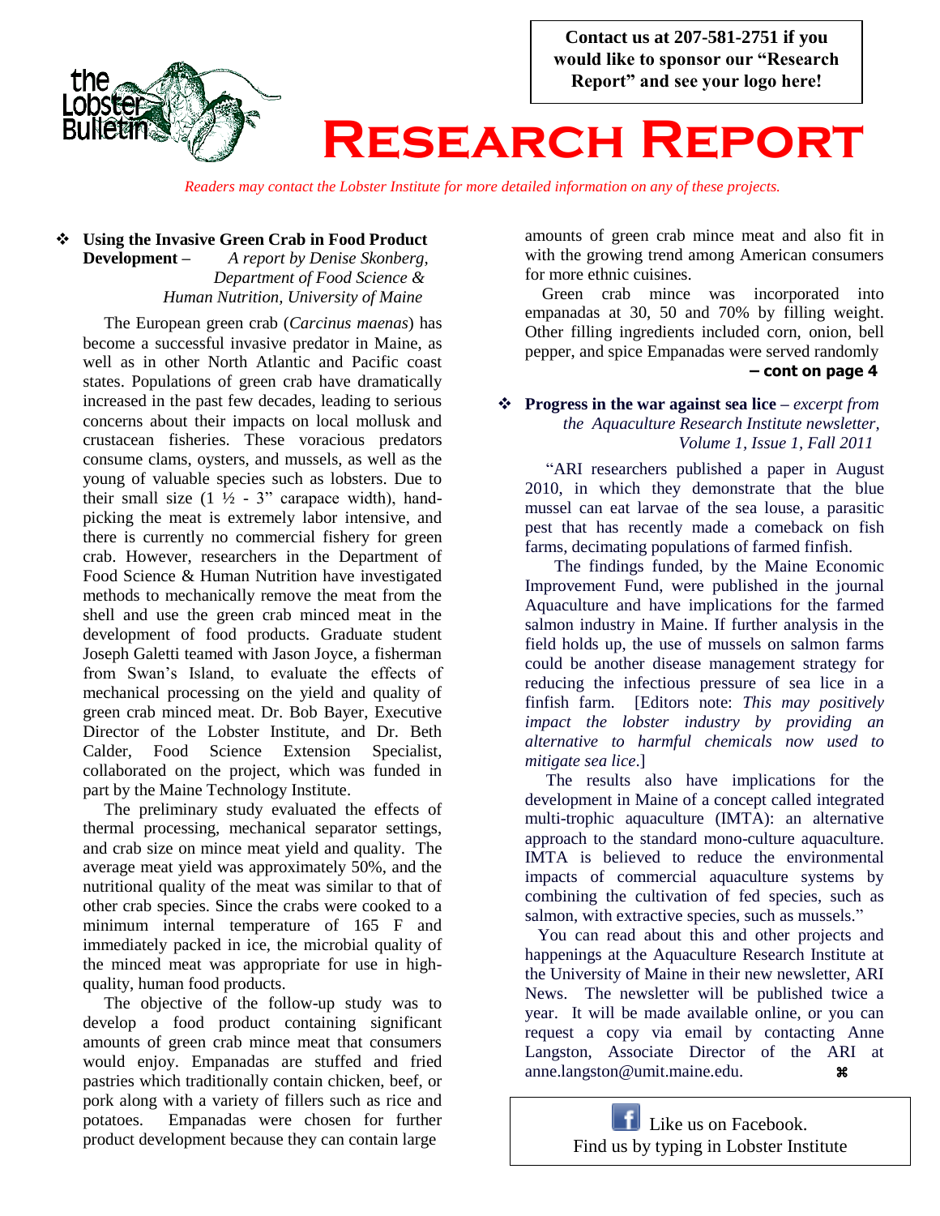**Contact us at 207-581-2751 if you would like to sponsor our "Research Report" and see your logo here!**

# Research Report

*Readers may contact the Lobster Institute for more detailed information on any of these projects.*

❖ **Using the Invasive Green Crab in Food Product Development –** *A report by Denise Skonberg, Department of Food Science & Human Nutrition, University of Maine*

The European green crab (*Carcinus maenas*) has become a successful invasive predator in Maine, as well as in other North Atlantic and Pacific coast states. Populations of green crab have dramatically increased in the past few decades, leading to serious concerns about their impacts on local mollusk and crustacean fisheries. These voracious predators consume clams, oysters, and mussels, as well as the young of valuable species such as lobsters. Due to their small size (1 ½ - 3" carapace width), hand-picking the meat is extremely labor intensive, and there is currently no commercial fishery for green crab. However, researchers in the Department of Food Science & Human Nutrition have investigated methods to mechanically remove the meat from the shell and use the green crab minced meat in the development of food products. Graduate student Joseph Galetti teamed with Jason Joyce, a fisherman from Swan's Island, to evaluate the effects of mechanical processing on the yield and quality of green crab minced meat. Dr. Bob Bayer, Executive Director of the Lobster Institute, and Dr. Beth Calder, Food Science Extension Specialist, collaborated on the project, which was funded in part by the Maine Technology Institute.

The preliminary study evaluated the effects of thermal processing, mechanical separator settings, and crab size on mince meat yield and quality. The average meat yield was approximately 50%, and the nutritional quality of the meat was similar to that of other crab species. Since the crabs were cooked to a minimum internal temperature of 165 F and immediately packed in ice, the microbial quality of the minced meat was appropriate for use in high-quality, human food products.

The objective of the follow-up study was to develop a food product containing significant amounts of green crab mince meat that consumers would enjoy. Empanadas are stuffed and fried pastries which traditionally contain chicken, beef, or pork along with a variety of fillers such as rice and potatoes. Empanadas were chosen for further product development because they can contain large amounts of green crab mince meat and also fit in with the growing trend among American consumers for more ethnic cuisines.

Green crab mince was incorporated into empanadas at 30, 50 and 70% by filling weight. Other filling ingredients included corn, onion, bell pepper, and spice Empanadas were served randomly

**– cont on page 4**

❖ **Progress in the war against sea lice –** *excerpt from the Aquaculture Research Institute newsletter, Volume 1, Issue 1, Fall 2011*

"ARI researchers published a paper in August 2010, in which they demonstrate that the blue mussel can eat larvae of the sea louse, a parasitic pest that has recently made a comeback on fish farms, decimating populations of farmed finfish.

The findings funded, by the Maine Economic Improvement Fund, were published in the journal Aquaculture and have implications for the farmed salmon industry in Maine. If further analysis in the field holds up, the use of mussels on salmon farms could be another disease management strategy for reducing the infectious pressure of sea lice in a finfish farm. [Editors note: *This may positively impact the lobster industry by providing an alternative to harmful chemicals now used to mitigate sea lice*.]

The results also have implications for the development in Maine of a concept called integrated multi-trophic aquaculture (IMTA): an alternative approach to the standard mono-culture aquaculture. IMTA is believed to reduce the environmental impacts of commercial aquaculture systems by combining the cultivation of fed species, such as salmon, with extractive species, such as mussels."

You can read about this and other projects and happenings at the Aquaculture Research Institute at the University of Maine in their new newsletter, ARI News. The newsletter will be published twice a year. It will be made available online, or you can request a copy via email by contacting Anne Langston, Associate Director of the ARI at anne.langston@umit.maine.edu. ⌘

Like us on Facebook.
Find us by typing in Lobster Institute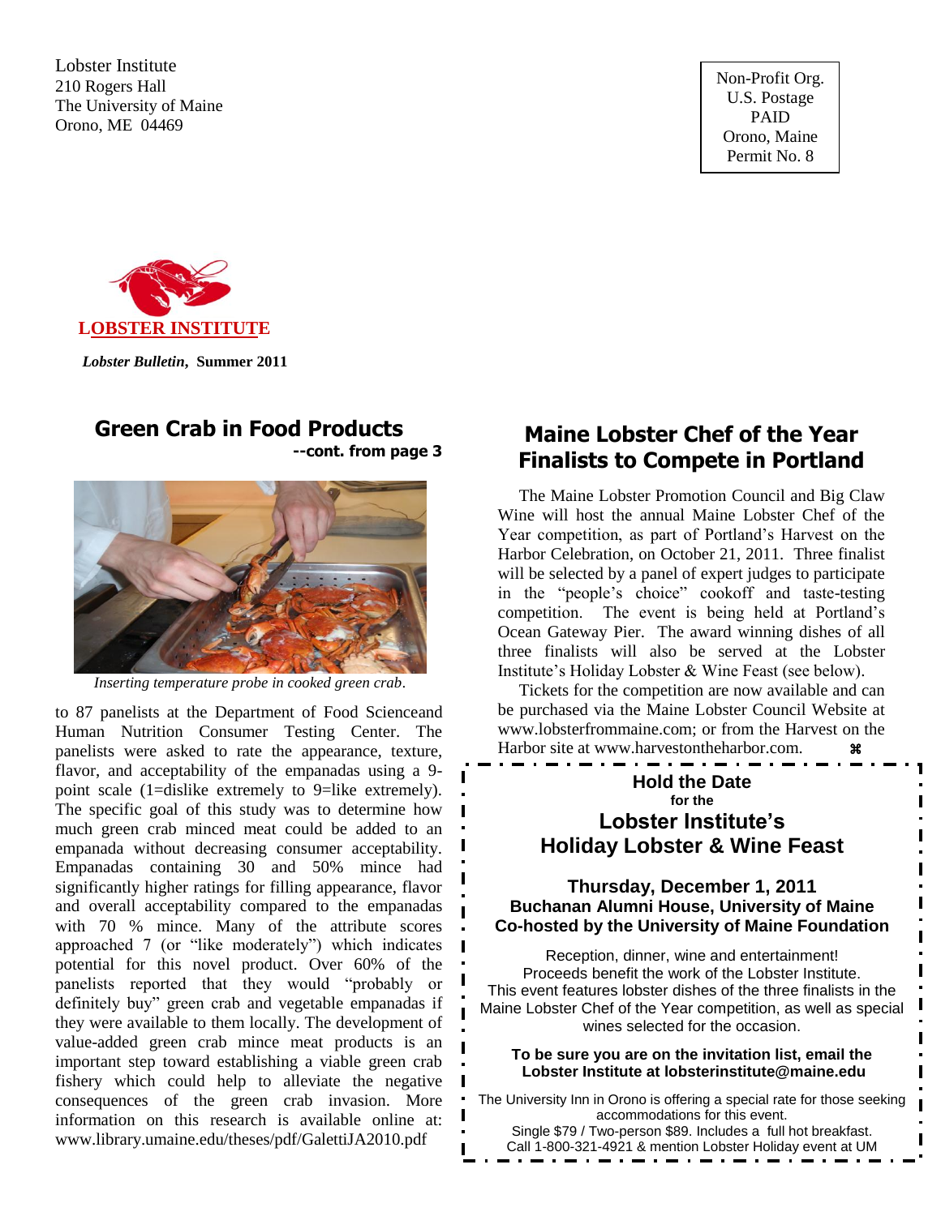Lobster Institute
210 Rogers Hall
The University of Maine
Orono, ME 04469

Non-Profit Org.
U.S. Postage
PAID
Orono, Maine
Permit No. 8

**LOBSTER INSTITUTE**

***Lobster Bulletin*, Summer 2011**

## Green Crab in Food Products

**--cont. from page 3**

*Inserting temperature probe in cooked green crab.*

to 87 panelists at the Department of Food Scienceand Human Nutrition Consumer Testing Center. The panelists were asked to rate the appearance, texture, flavor, and acceptability of the empanadas using a 9-point scale (1=dislike extremely to 9=like extremely). The specific goal of this study was to determine how much green crab minced meat could be added to an empanada without decreasing consumer acceptability. Empanadas containing 30 and 50% mince had significantly higher ratings for filling appearance, flavor and overall acceptability compared to the empanadas with 70 % mince. Many of the attribute scores approached 7 (or "like moderately") which indicates potential for this novel product. Over 60% of the panelists reported that they would "probably or definitely buy" green crab and vegetable empanadas if they were available to them locally. The development of value-added green crab mince meat products is an important step toward establishing a viable green crab fishery which could help to alleviate the negative consequences of the green crab invasion. More information on this research is available online at: www.library.umaine.edu/theses/pdf/GalettiJA2010.pdf

## Maine Lobster Chef of the Year Finalists to Compete in Portland

The Maine Lobster Promotion Council and Big Claw Wine will host the annual Maine Lobster Chef of the Year competition, as part of Portland's Harvest on the Harbor Celebration, on October 21, 2011. Three finalist will be selected by a panel of expert judges to participate in the "people's choice" cookoff and taste-testing competition. The event is being held at Portland's Ocean Gateway Pier. The award winning dishes of all three finalists will also be served at the Lobster Institute's Holiday Lobster & Wine Feast (see below).

Tickets for the competition are now available and can be purchased via the Maine Lobster Council Website at www.lobsterfrommaine.com; or from the Harvest on the Harbor site at www.harvestontheharbor.com. ⌘

**Hold the Date**
**for the**

### Lobster Institute's Holiday Lobster & Wine Feast

**Thursday, December 1, 2011**
**Buchanan Alumni House, University of Maine**
**Co-hosted by the University of Maine Foundation**

Reception, dinner, wine and entertainment!
Proceeds benefit the work of the Lobster Institute.
This event features lobster dishes of the three finalists in the Maine Lobster Chef of the Year competition, as well as special wines selected for the occasion.

**To be sure you are on the invitation list, email the Lobster Institute at lobsterinstitute@maine.edu**

The University Inn in Orono is offering a special rate for those seeking accommodations for this event.
Single $79 / Two-person $89. Includes a full hot breakfast.
Call 1-800-321-4921 & mention Lobster Holiday event at UM